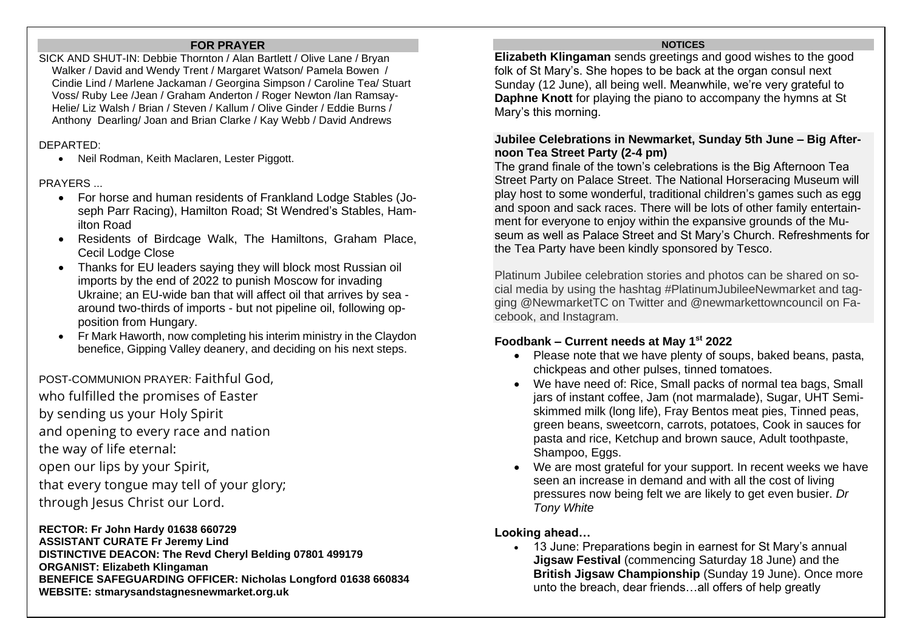## FOR PRAYER

SICK AND SHUT-IN: Debbie Thornton / Alan Bartlett / Olive Lane / Bryan Walker / David and Wendy Trent / Margaret Watson/ Pamela Bowen / Cindie Lind / Marlene Jackaman / Georgina Simpson / Caroline Tea/ Stuart Voss/ Ruby Lee /Jean / Graham Anderton / Roger Newton /Ian Ramsay-Helie/ Liz Walsh / Brian / Steven / Kallum / Olive Ginder / Eddie Burns / Anthony Dearling/ Joan and Brian Clarke / Kay Webb / David Andrews

DEPARTED:

- Neil Rodman, Keith Maclaren, Lester Piggott.

PRAYERS ...

- For horse and human residents of Frankland Lodge Stables (Joseph Parr Racing), Hamilton Road; St Wendred's Stables, Hamilton Road
- Residents of Birdcage Walk, The Hamiltons, Graham Place, Cecil Lodge Close
- Thanks for EU leaders saying they will block most Russian oil imports by the end of 2022 to punish Moscow for invading Ukraine; an EU-wide ban that will affect oil that arrives by sea - around two-thirds of imports - but not pipeline oil, following opposition from Hungary.
- Fr Mark Haworth, now completing his interim ministry in the Claydon benefice, Gipping Valley deanery, and deciding on his next steps.

POST-COMMUNION PRAYER: Faithful God,
who fulfilled the promises of Easter
by sending us your Holy Spirit
and opening to every race and nation
the way of life eternal:
open our lips by your Spirit,
that every tongue may tell of your glory;
through Jesus Christ our Lord.

**RECTOR: Fr John Hardy 01638 660729**
**ASSISTANT CURATE Fr Jeremy Lind**
**DISTINCTIVE DEACON: The Revd Cheryl Belding 07801 499179**
**ORGANIST: Elizabeth Klingaman**
**BENEFICE SAFEGUARDING OFFICER: Nicholas Longford 01638 660834**
**WEBSITE: stmarysandstagnesnewmarket.org.uk**

## NOTICES

**Elizabeth Klingaman** sends greetings and good wishes to the good folk of St Mary's. She hopes to be back at the organ consul next Sunday (12 June), all being well. Meanwhile, we're very grateful to **Daphne Knott** for playing the piano to accompany the hymns at St Mary's this morning.

**Jubilee Celebrations in Newmarket, Sunday 5th June – Big Afternoon Tea Street Party (2-4 pm)**

The grand finale of the town's celebrations is the Big Afternoon Tea Street Party on Palace Street. The National Horseracing Museum will play host to some wonderful, traditional children's games such as egg and spoon and sack races. There will be lots of other family entertainment for everyone to enjoy within the expansive grounds of the Museum as well as Palace Street and St Mary's Church. Refreshments for the Tea Party have been kindly sponsored by Tesco.

Platinum Jubilee celebration stories and photos can be shared on social media by using the hashtag #PlatinumJubileeNewmarket and tagging @NewmarketTC on Twitter and @newmarkettowncouncil on Facebook, and Instagram.

**Foodbank – Current needs at May 1st 2022**

- Please note that we have plenty of soups, baked beans, pasta, chickpeas and other pulses, tinned tomatoes.
- We have need of: Rice, Small packs of normal tea bags, Small jars of instant coffee, Jam (not marmalade), Sugar, UHT Semi-skimmed milk (long life), Fray Bentos meat pies, Tinned peas, green beans, sweetcorn, carrots, potatoes, Cook in sauces for pasta and rice, Ketchup and brown sauce, Adult toothpaste, Shampoo, Eggs.
- We are most grateful for your support. In recent weeks we have seen an increase in demand and with all the cost of living pressures now being felt we are likely to get even busier. *Dr Tony White*

**Looking ahead…**

- 13 June: Preparations begin in earnest for St Mary's annual **Jigsaw Festival** (commencing Saturday 18 June) and the **British Jigsaw Championship** (Sunday 19 June). Once more unto the breach, dear friends…all offers of help greatly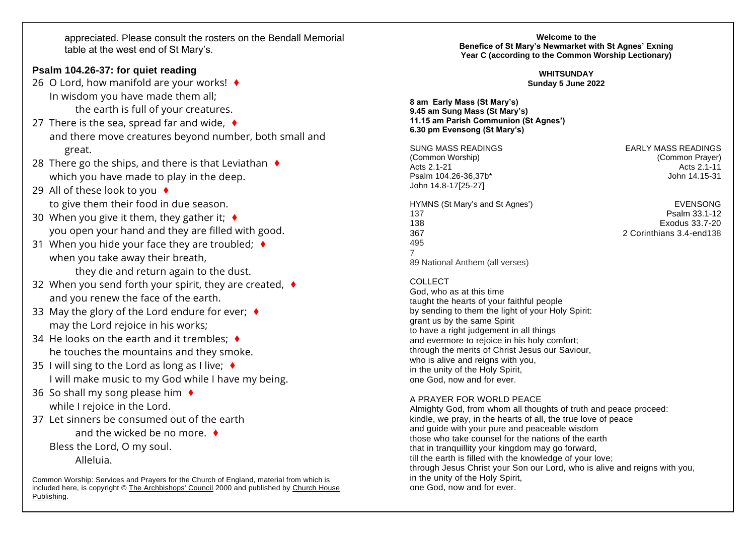appreciated. Please consult the rosters on the Bendall Memorial table at the west end of St Mary's.

### Psalm 104.26-37: for quiet reading

26 O Lord, how manifold are your works! ♦
In wisdom you have made them all;
the earth is full of your creatures.

27 There is the sea, spread far and wide, ♦
and there move creatures beyond number, both small and great.

28 There go the ships, and there is that Leviathan ♦
which you have made to play in the deep.

29 All of these look to you ♦
to give them their food in due season.

30 When you give it them, they gather it; ♦
you open your hand and they are filled with good.

31 When you hide your face they are troubled; ♦
when you take away their breath,
they die and return again to the dust.

32 When you send forth your spirit, they are created, ♦
and you renew the face of the earth.

33 May the glory of the Lord endure for ever; ♦
may the Lord rejoice in his works;

34 He looks on the earth and it trembles; ♦
he touches the mountains and they smoke.

35 I will sing to the Lord as long as I live; ♦
I will make music to my God while I have my being.

36 So shall my song please him ♦
while I rejoice in the Lord.

37 Let sinners be consumed out of the earth
and the wicked be no more. ♦
Bless the Lord, O my soul.
Alleluia.

Common Worship: Services and Prayers for the Church of England, material from which is included here, is copyright © The Archbishops' Council 2000 and published by Church House Publishing.

**Welcome to the**
**Benefice of St Mary's Newmarket with St Agnes' Exning**
**Year C (according to the Common Worship Lectionary)**

**WHITSUNDAY**
**Sunday 5 June 2022**

**8 am Early Mass (St Mary's)**
**9.45 am Sung Mass (St Mary's)**
**11.15 am Parish Communion (St Agnes')**
**6.30 pm Evensong (St Mary's)**

SUNG MASS READINGS
(Common Worship)
Acts 2.1-21
Psalm 104.26-36,37b*
John 14.8-17[25-27]

EARLY MASS READINGS
(Common Prayer)
Acts 2.1-11
John 14.15-31

HYMNS (St Mary's and St Agnes')
137
138
367
495
7
89 National Anthem (all verses)

EVENSONG
Psalm 33.1-12
Exodus 33.7-20
2 Corinthians 3.4-end138

COLLECT
God, who as at this time
taught the hearts of your faithful people
by sending to them the light of your Holy Spirit:
grant us by the same Spirit
to have a right judgement in all things
and evermore to rejoice in his holy comfort;
through the merits of Christ Jesus our Saviour,
who is alive and reigns with you,
in the unity of the Holy Spirit,
one God, now and for ever.

A PRAYER FOR WORLD PEACE
Almighty God, from whom all thoughts of truth and peace proceed:
kindle, we pray, in the hearts of all, the true love of peace
and guide with your pure and peaceable wisdom
those who take counsel for the nations of the earth
that in tranquillity your kingdom may go forward,
till the earth is filled with the knowledge of your love;
through Jesus Christ your Son our Lord, who is alive and reigns with you,
in the unity of the Holy Spirit,
one God, now and for ever.